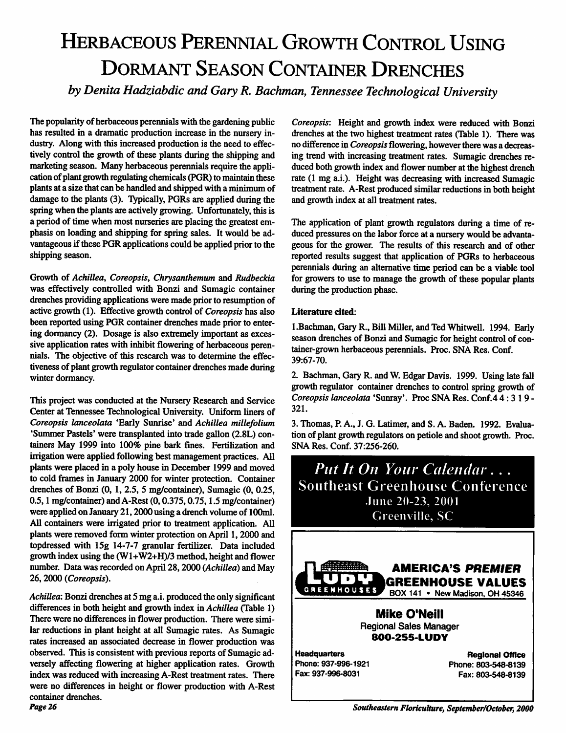# Herbaceous Perennial Growth Control Using Dormant Season Container Drenches

*by Denita Hadziabdic and Gary R. Bachman, Tennessee Technological University*

The popularity of herbaceous perennials with the gardening public has resulted in a dramatic production increase in the nursery industry. Along with this increased production is the need to effectively control the growth of these plants during the shipping and marketing season. Many herbaceous perennials require the application of plant growth regulating chemicals (PGR) to maintain these plants at a size that can be handled and shipped with a minimum of damage to the plants (3). Typically, PGRs are applied during the spring when the plants are actively growing. Unfortunately, this is a period of time when most nurseries are placing the greatest emphasis on loading and shipping for spring sales. It would be advantageous if these PGR applications could be applied prior to the shipping season.

Growth of *Achillea*, *Coreopsis*, *Chrysanthemum* and *Rudbeckia* was effectively controlled with Bonzi and Sumagic container drenches providing applications were made prior to resumption of active growth (1). Effective growth control of *Coreopsis* has also been reported using PGR container drenches made prior to entering dormancy (2). Dosage is also extremely important as excessive application rates with inhibit flowering of herbaceous perennials. The objective of this research was to determine the effectiveness of plant growth regulator container drenches made during winter dormancy.

This project was conducted at the Nursery Research and Service Center at Tennessee Technological University. Uniform liners of *Coreopsis lanceolata* 'Early Sunrise' and *Achillea millefolium* 'Summer Pastels' were transplanted into trade gallon (2.8L) containers May 1999 into 100% pine bark fines. Fertilization and irrigation were applied following best management practices. All plants were placed in a poly house in December 1999 and moved to cold frames in January 2000 for winter protection. Container drenches of Bonzi (0, 1, 2.5, 5 mg/container), Sumagic (0, 0.25, 0.5, 1 mg/container) and A-Rest (0, 0.375, 0.75, 1.5 mg/container) were applied on January 21, 2000 using a drench volume of 100ml. All containers were irrigated prior to treatment application. All plants were removed form winter protection on April 1, 2000 and topdressed with 15g 14-7-7 granular fertilizer. Data included growth index using the (W1+W2+H)/3 method, height and flower number. Data was recorded on April 28, 2000 (*Achillea*) and May 26, 2000 (*Coreopsis*).

*Achillea*: Bonzi drenches at 5 mg a.i. produced the only significant differences in both height and growth index in *Achillea* (Table 1) There were no differences in flower production. There were similar reductions in plant height at all Sumagic rates. As Sumagic rates increased an associated decrease in flower production was observed. This is consistent with previous reports of Sumagic adversely affecting flowering at higher application rates. Growth index was reduced with increasing A-Rest treatment rates. There were no differences in height or flower production with A-Rest container drenches.

*Coreopsis*: Height and growth index were reduced with Bonzi drenches at the two highest treatment rates (Table 1). There was no difference in *Coreopsis* flowering, however there was a decreasing trend with increasing treatment rates. Sumagic drenches reduced both growth index and flower number at the highest drench rate (1 mg a.i.). Height was decreasing with increased Sumagic treatment rate. A-Rest produced similar reductions in both height and growth index at all treatment rates.

The application of plant growth regulators during a time of reduced pressures on the labor force at a nursery would be advantageous for the grower. The results of this research and of other reported results suggest that application of PGRs to herbaceous perennials during an alternative time period can be a viable tool for growers to use to manage the growth of these popular plants during the production phase.

**Literature cited:**

1. Bachman, Gary R., Bill Miller, and Ted Whitwell. 1994. Early season drenches of Bonzi and Sumagic for height control of container-grown herbaceous perennials. Proc. SNA Res. Conf. 39:67-70.

2. Bachman, Gary R. and W. Edgar Davis. 1999. Using late fall growth regulator container drenches to control spring growth of *Coreopsis lanceolata* 'Sunray'. Proc SNA Res. Conf. 44: 319-321.

3. Thomas, P. A., J. G. Latimer, and S. A. Baden. 1992. Evaluation of plant growth regulators on petiole and shoot growth. Proc. SNA Res. Conf. 37:256-260.

*Put It On Your Calendar . . .*
Southeast Greenhouse Conference
June 20-23, 2001
Greenville, SC

LUDY GREENHOUSES

**AMERICA'S *PREMIER* GREENHOUSE VALUES**

BOX 141 • New Madison, OH 45346

**Mike O'Neill**
Regional Sales Manager
**800-255-LUDY**

**Headquarters**
Phone: 937-996-1921
Fax: 937-996-8031

**Regional Office**
Phone: 803-548-8139
Fax: 803-548-8139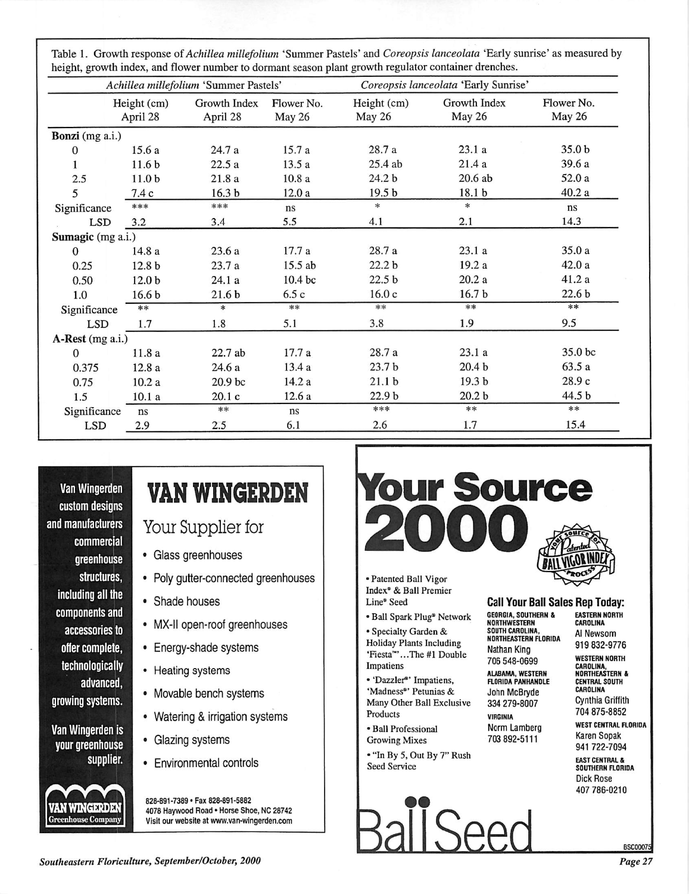Table 1. Growth response of *Achillea millefolium* 'Summer Pastels' and *Coreopsis lanceolata* 'Early sunrise' as measured by height, growth index, and flower number to dormant season plant growth regulator container drenches.

| | *Achillea millefolium* 'Summer Pastels' | | | *Coreopsis lanceolata* 'Early Sunrise' | | |
|---|---|---|---|---|---|---|
| | Height (cm) April 28 | Growth Index April 28 | Flower No. May 26 | Height (cm) May 26 | Growth Index May 26 | Flower No. May 26 |
| **Bonzi** (mg a.i.) | | | | | | |
| 0 | 15.6 a | 24.7 a | 15.7 a | 28.7 a | 23.1 a | 35.0 b |
| 1 | 11.6 b | 22.5 a | 13.5 a | 25.4 ab | 21.4 a | 39.6 a |
| 2.5 | 11.0 b | 21.8 a | 10.8 a | 24.2 b | 20.6 ab | 52.0 a |
| 5 | 7.4 c | 16.3 b | 12.0 a | 19.5 b | 18.1 b | 40.2 a |
| Significance | *** | *** | ns | * | * | ns |
| LSD | 3.2 | 3.4 | 5.5 | 4.1 | 2.1 | 14.3 |
| **Sumagic** (mg a.i.) | | | | | | |
| 0 | 14.8 a | 23.6 a | 17.7 a | 28.7 a | 23.1 a | 35.0 a |
| 0.25 | 12.8 b | 23.7 a | 15.5 ab | 22.2 b | 19.2 a | 42.0 a |
| 0.50 | 12.0 b | 24.1 a | 10.4 bc | 22.5 b | 20.2 a | 41.2 a |
| 1.0 | 16.6 b | 21.6 b | 6.5 c | 16.0 c | 16.7 b | 22.6 b |
| Significance | ** | * | ** | ** | ** | ** |
| LSD | 1.7 | 1.8 | 5.1 | 3.8 | 1.9 | 9.5 |
| **A-Rest** (mg a.i.) | | | | | | |
| 0 | 11.8 a | 22.7 ab | 17.7 a | 28.7 a | 23.1 a | 35.0 bc |
| 0.375 | 12.8 a | 24.6 a | 13.4 a | 23.7 b | 20.4 b | 63.5 a |
| 0.75 | 10.2 a | 20.9 bc | 14.2 a | 21.1 b | 19.3 b | 28.9 c |
| 1.5 | 10.1 a | 20.1 c | 12.6 a | 22.9 b | 20.2 b | 44.5 b |
| Significance | ns | ** | ns | *** | ** | ** |
| LSD | 2.9 | 2.5 | 6.1 | 2.6 | 1.7 | 15.4 |

Van Wingerden custom designs and manufacturers commercial greenhouse structures, including all the components and accessories to offer complete, technologically advanced, growing systems.

Van Wingerden is your greenhouse supplier.

Van Wingerden Greenhouse Company

# VAN WINGERDEN

## Your Supplier for

- Glass greenhouses
- Poly gutter-connected greenhouses
- Shade houses
- MX-II open-roof greenhouses
- Energy-shade systems
- Heating systems
- Movable bench systems
- Watering & irrigation systems
- Glazing systems
- Environmental controls

828-891-7389 • Fax 828-891-5882
4078 Haywood Road • Horse Shoe, NC 28742
Visit our website at www.van-wingerden.com

# Your Source 2000

Your Source for Patented Ball Vigor Index Process

- Patented Ball Vigor Index® & Ball Premier Line® Seed
- Ball Spark Plug® Network
- Specialty Garden & Holiday Plants Including 'Fiesta™'...The #1 Double Impatiens
- 'Dazzler®' Impatiens, 'Madness®' Petunias & Many Other Ball Exclusive Products
- Ball Professional Growing Mixes
- "In By 5, Out By 7" Rush Seed Service

**Call Your Ball Sales Rep Today:**

GEORGIA, SOUTHERN & NORTHWESTERN SOUTH CAROLINA, NORTHEASTERN FLORIDA
Nathan King
706 548-0699

ALABAMA, WESTERN FLORIDA PANHANDLE
John McBryde
334 279-8007

VIRGINIA
Norm Lamberg
703 892-5111

EASTERN NORTH CAROLINA
Al Newsom
919 832-9776

WESTERN NORTH CAROLINA, NORTHEASTERN & CENTRAL SOUTH CAROLINA
Cynthia Griffith
704 875-8852

WEST CENTRAL FLORIDA
Karen Sopak
941 722-7094

EAST CENTRAL & SOUTHERN FLORIDA
Dick Rose
407 786-0210

Ball Seed

BSC00075